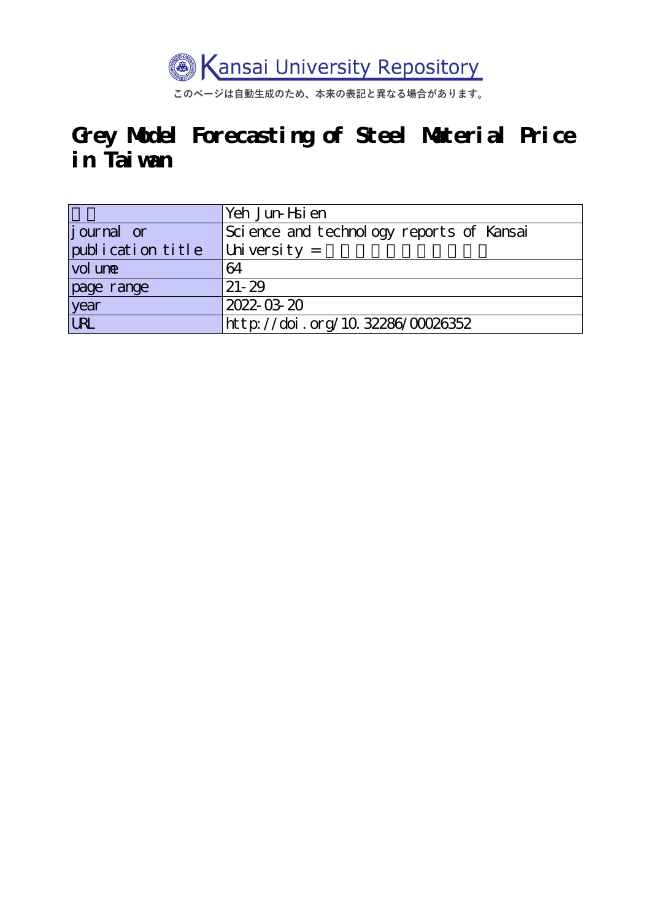Kansai University Repository

このページは自動生成のため、本来の表記と異なる場合があります。

# Grey Model Forecasting of Steel Material Price in Taiwan

| | |
|---|---|
| 著者 | Yeh Jun-Hsien |
| journal or publication title | Science and technology reports of Kansai University = 関西大学理工学研究報告 |
| volume | 64 |
| page range | 21-29 |
| year | 2022-03-20 |
| URL | http://doi.org/10.32286/00026352 |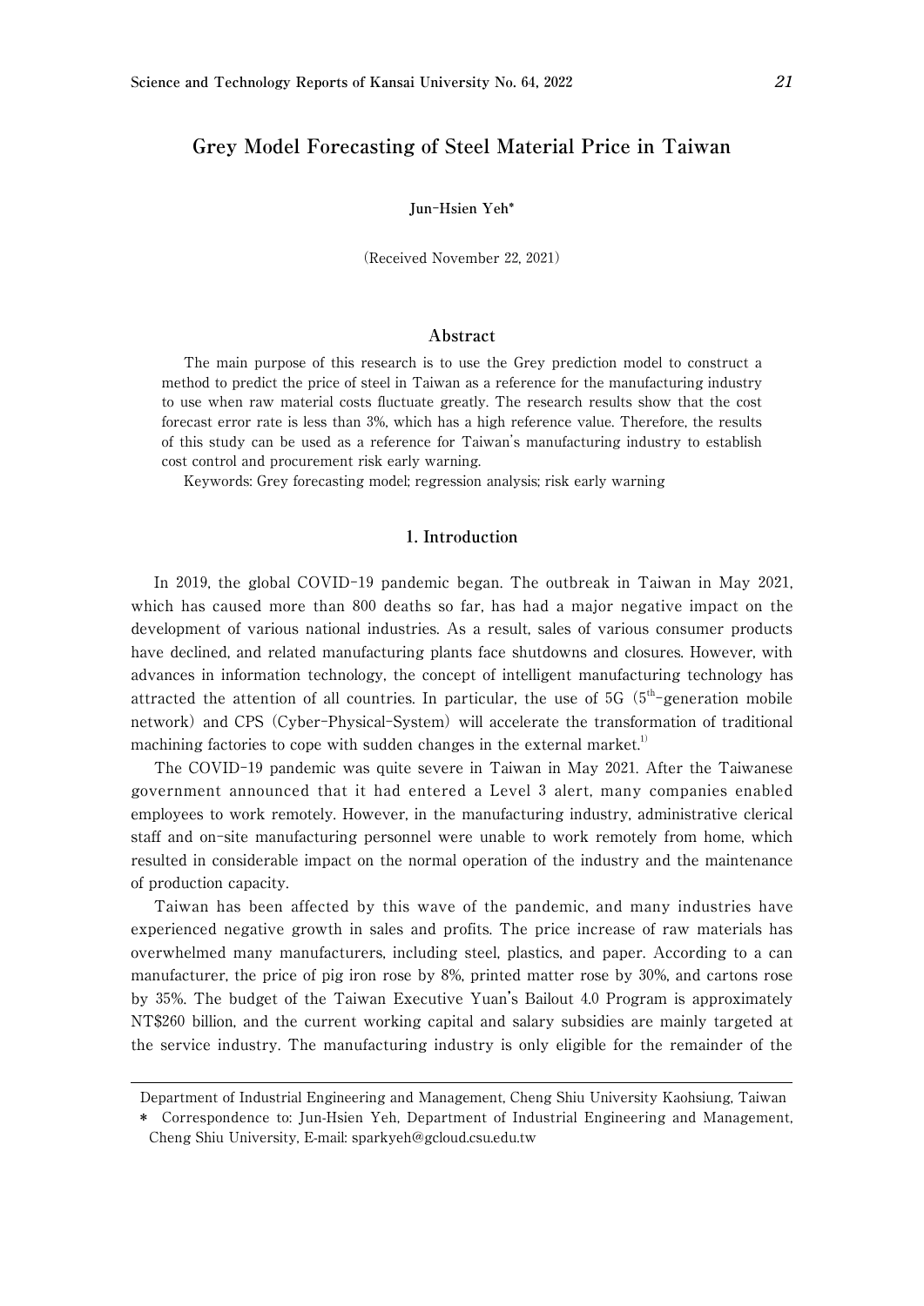# Grey Model Forecasting of Steel Material Price in Taiwan

**Jun-Hsien Yeh***

(Received November 22, 2021)

## Abstract

The main purpose of this research is to use the Grey prediction model to construct a method to predict the price of steel in Taiwan as a reference for the manufacturing industry to use when raw material costs fluctuate greatly. The research results show that the cost forecast error rate is less than 3%, which has a high reference value. Therefore, the results of this study can be used as a reference for Taiwan's manufacturing industry to establish cost control and procurement risk early warning.

Keywords: Grey forecasting model; regression analysis; risk early warning

## 1. Introduction

In 2019, the global COVID-19 pandemic began. The outbreak in Taiwan in May 2021, which has caused more than 800 deaths so far, has had a major negative impact on the development of various national industries. As a result, sales of various consumer products have declined, and related manufacturing plants face shutdowns and closures. However, with advances in information technology, the concept of intelligent manufacturing technology has attracted the attention of all countries. In particular, the use of 5G ($5^{th}$-generation mobile network) and CPS (Cyber-Physical-System) will accelerate the transformation of traditional machining factories to cope with sudden changes in the external market.[1)]

The COVID-19 pandemic was quite severe in Taiwan in May 2021. After the Taiwanese government announced that it had entered a Level 3 alert, many companies enabled employees to work remotely. However, in the manufacturing industry, administrative clerical staff and on-site manufacturing personnel were unable to work remotely from home, which resulted in considerable impact on the normal operation of the industry and the maintenance of production capacity.

Taiwan has been affected by this wave of the pandemic, and many industries have experienced negative growth in sales and profits. The price increase of raw materials has overwhelmed many manufacturers, including steel, plastics, and paper. According to a can manufacturer, the price of pig iron rose by 8%, printed matter rose by 30%, and cartons rose by 35%. The budget of the Taiwan Executive Yuan's Bailout 4.0 Program is approximately NT$260 billion, and the current working capital and salary subsidies are mainly targeted at the service industry. The manufacturing industry is only eligible for the remainder of the

---

Department of Industrial Engineering and Management, Cheng Shiu University Kaohsiung, Taiwan

\* Correspondence to: Jun-Hsien Yeh, Department of Industrial Engineering and Management, Cheng Shiu University, E-mail: sparkyeh@gcloud.csu.edu.tw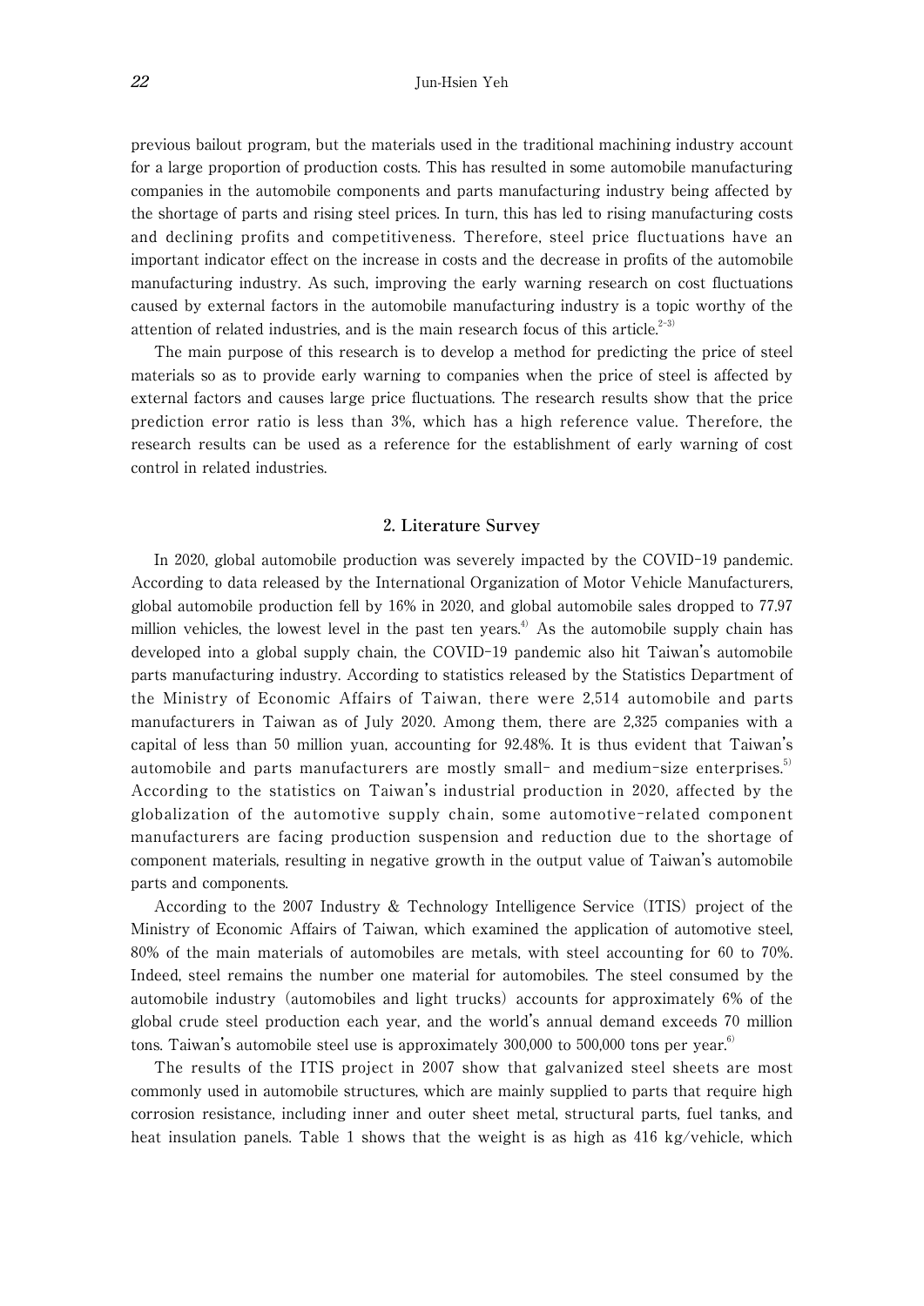previous bailout program, but the materials used in the traditional machining industry account for a large proportion of production costs. This has resulted in some automobile manufacturing companies in the automobile components and parts manufacturing industry being affected by the shortage of parts and rising steel prices. In turn, this has led to rising manufacturing costs and declining profits and competitiveness. Therefore, steel price fluctuations have an important indicator effect on the increase in costs and the decrease in profits of the automobile manufacturing industry. As such, improving the early warning research on cost fluctuations caused by external factors in the automobile manufacturing industry is a topic worthy of the attention of related industries, and is the main research focus of this article.[2-3]

The main purpose of this research is to develop a method for predicting the price of steel materials so as to provide early warning to companies when the price of steel is affected by external factors and causes large price fluctuations. The research results show that the price prediction error ratio is less than 3%, which has a high reference value. Therefore, the research results can be used as a reference for the establishment of early warning of cost control in related industries.

## 2. Literature Survey

In 2020, global automobile production was severely impacted by the COVID-19 pandemic. According to data released by the International Organization of Motor Vehicle Manufacturers, global automobile production fell by 16% in 2020, and global automobile sales dropped to 77.97 million vehicles, the lowest level in the past ten years.[4] As the automobile supply chain has developed into a global supply chain, the COVID-19 pandemic also hit Taiwan's automobile parts manufacturing industry. According to statistics released by the Statistics Department of the Ministry of Economic Affairs of Taiwan, there were 2,514 automobile and parts manufacturers in Taiwan as of July 2020. Among them, there are 2,325 companies with a capital of less than 50 million yuan, accounting for 92.48%. It is thus evident that Taiwan's automobile and parts manufacturers are mostly small- and medium-size enterprises.[5] According to the statistics on Taiwan's industrial production in 2020, affected by the globalization of the automotive supply chain, some automotive-related component manufacturers are facing production suspension and reduction due to the shortage of component materials, resulting in negative growth in the output value of Taiwan's automobile parts and components.

According to the 2007 Industry & Technology Intelligence Service (ITIS) project of the Ministry of Economic Affairs of Taiwan, which examined the application of automotive steel, 80% of the main materials of automobiles are metals, with steel accounting for 60 to 70%. Indeed, steel remains the number one material for automobiles. The steel consumed by the automobile industry (automobiles and light trucks) accounts for approximately 6% of the global crude steel production each year, and the world's annual demand exceeds 70 million tons. Taiwan's automobile steel use is approximately 300,000 to 500,000 tons per year.[6]

The results of the ITIS project in 2007 show that galvanized steel sheets are most commonly used in automobile structures, which are mainly supplied to parts that require high corrosion resistance, including inner and outer sheet metal, structural parts, fuel tanks, and heat insulation panels. Table 1 shows that the weight is as high as 416 kg/vehicle, which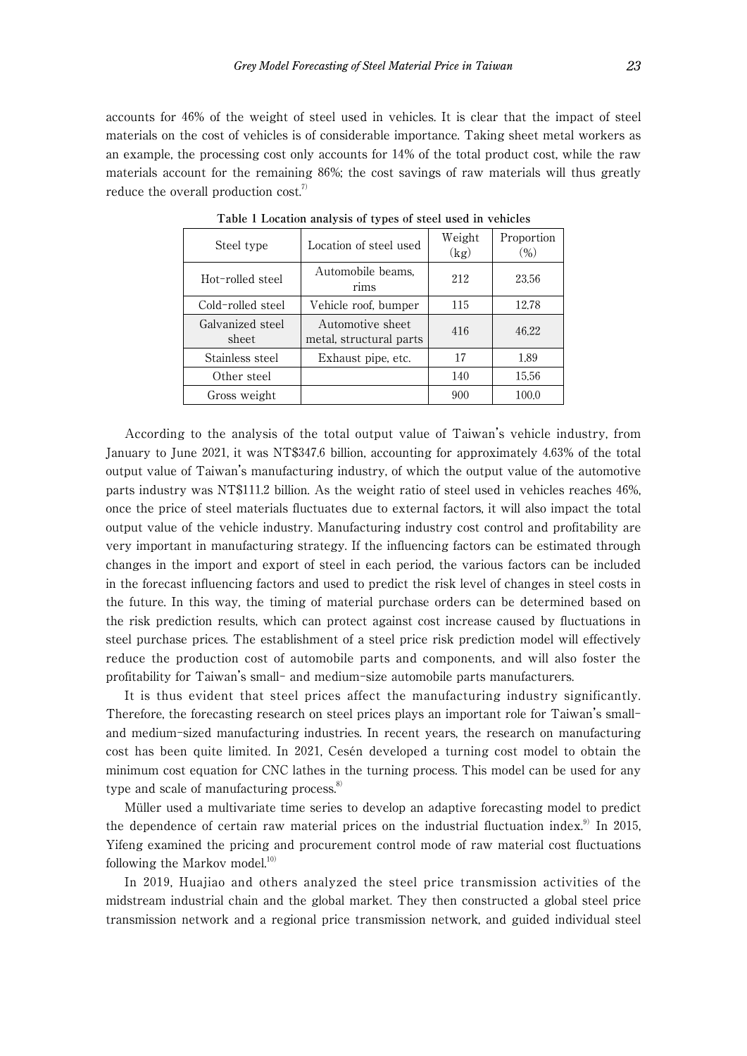accounts for 46% of the weight of steel used in vehicles. It is clear that the impact of steel materials on the cost of vehicles is of considerable importance. Taking sheet metal workers as an example, the processing cost only accounts for 14% of the total product cost, while the raw materials account for the remaining 86%; the cost savings of raw materials will thus greatly reduce the overall production cost.[7]

**Table 1 Location analysis of types of steel used in vehicles**

| Steel type | Location of steel used | Weight (kg) | Proportion (%) |
|---|---|---|---|
| Hot-rolled steel | Automobile beams, rims | 212 | 23.56 |
| Cold-rolled steel | Vehicle roof, bumper | 115 | 12.78 |
| Galvanized steel sheet | Automotive sheet metal, structural parts | 416 | 46.22 |
| Stainless steel | Exhaust pipe, etc. | 17 | 1.89 |
| Other steel | | 140 | 15.56 |
| Gross weight | | 900 | 100.0 |

According to the analysis of the total output value of Taiwan's vehicle industry, from January to June 2021, it was NT$347.6 billion, accounting for approximately 4.63% of the total output value of Taiwan's manufacturing industry, of which the output value of the automotive parts industry was NT$111.2 billion. As the weight ratio of steel used in vehicles reaches 46%, once the price of steel materials fluctuates due to external factors, it will also impact the total output value of the vehicle industry. Manufacturing industry cost control and profitability are very important in manufacturing strategy. If the influencing factors can be estimated through changes in the import and export of steel in each period, the various factors can be included in the forecast influencing factors and used to predict the risk level of changes in steel costs in the future. In this way, the timing of material purchase orders can be determined based on the risk prediction results, which can protect against cost increase caused by fluctuations in steel purchase prices. The establishment of a steel price risk prediction model will effectively reduce the production cost of automobile parts and components, and will also foster the profitability for Taiwan's small- and medium-size automobile parts manufacturers.

It is thus evident that steel prices affect the manufacturing industry significantly. Therefore, the forecasting research on steel prices plays an important role for Taiwan's small- and medium-sized manufacturing industries. In recent years, the research on manufacturing cost has been quite limited. In 2021, Cesén developed a turning cost model to obtain the minimum cost equation for CNC lathes in the turning process. This model can be used for any type and scale of manufacturing process.[8]

Müller used a multivariate time series to develop an adaptive forecasting model to predict the dependence of certain raw material prices on the industrial fluctuation index.[9] In 2015, Yifeng examined the pricing and procurement control mode of raw material cost fluctuations following the Markov model.[10]

In 2019, Huajiao and others analyzed the steel price transmission activities of the midstream industrial chain and the global market. They then constructed a global steel price transmission network and a regional price transmission network, and guided individual steel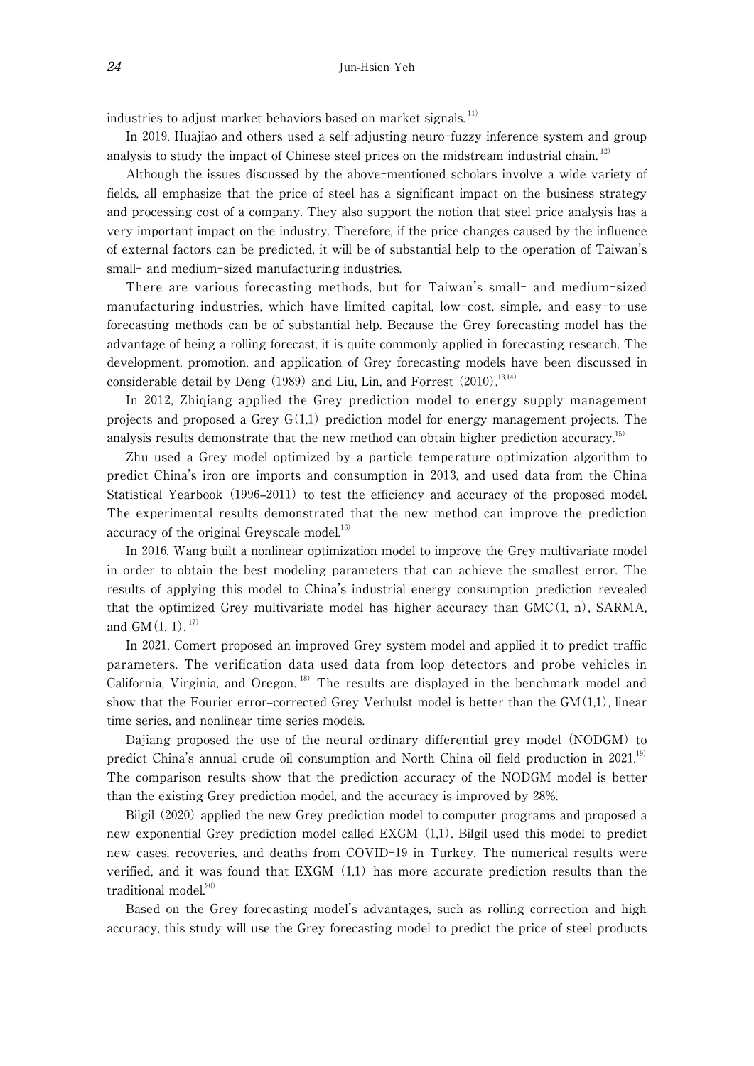industries to adjust market behaviors based on market signals.[11]

In 2019, Huajiao and others used a self-adjusting neuro-fuzzy inference system and group analysis to study the impact of Chinese steel prices on the midstream industrial chain.[12]

Although the issues discussed by the above-mentioned scholars involve a wide variety of fields, all emphasize that the price of steel has a significant impact on the business strategy and processing cost of a company. They also support the notion that steel price analysis has a very important impact on the industry. Therefore, if the price changes caused by the influence of external factors can be predicted, it will be of substantial help to the operation of Taiwan's small- and medium-sized manufacturing industries.

There are various forecasting methods, but for Taiwan's small- and medium-sized manufacturing industries, which have limited capital, low-cost, simple, and easy-to-use forecasting methods can be of substantial help. Because the Grey forecasting model has the advantage of being a rolling forecast, it is quite commonly applied in forecasting research. The development, promotion, and application of Grey forecasting models have been discussed in considerable detail by Deng (1989) and Liu, Lin, and Forrest (2010).[13,14]

In 2012, Zhiqiang applied the Grey prediction model to energy supply management projects and proposed a Grey G(1,1) prediction model for energy management projects. The analysis results demonstrate that the new method can obtain higher prediction accuracy.[15]

Zhu used a Grey model optimized by a particle temperature optimization algorithm to predict China's iron ore imports and consumption in 2013, and used data from the China Statistical Yearbook (1996–2011) to test the efficiency and accuracy of the proposed model. The experimental results demonstrated that the new method can improve the prediction accuracy of the original Greyscale model.[16]

In 2016, Wang built a nonlinear optimization model to improve the Grey multivariate model in order to obtain the best modeling parameters that can achieve the smallest error. The results of applying this model to China's industrial energy consumption prediction revealed that the optimized Grey multivariate model has higher accuracy than GMC(1, n), SARMA, and GM(1, 1).[17]

In 2021, Comert proposed an improved Grey system model and applied it to predict traffic parameters. The verification data used data from loop detectors and probe vehicles in California, Virginia, and Oregon.[18] The results are displayed in the benchmark model and show that the Fourier error–corrected Grey Verhulst model is better than the GM(1,1), linear time series, and nonlinear time series models.

Dajiang proposed the use of the neural ordinary differential grey model (NODGM) to predict China's annual crude oil consumption and North China oil field production in 2021.[19] The comparison results show that the prediction accuracy of the NODGM model is better than the existing Grey prediction model, and the accuracy is improved by 28%.

Bilgil (2020) applied the new Grey prediction model to computer programs and proposed a new exponential Grey prediction model called EXGM (1,1). Bilgil used this model to predict new cases, recoveries, and deaths from COVID-19 in Turkey. The numerical results were verified, and it was found that EXGM (1,1) has more accurate prediction results than the traditional model.[20]

Based on the Grey forecasting model's advantages, such as rolling correction and high accuracy, this study will use the Grey forecasting model to predict the price of steel products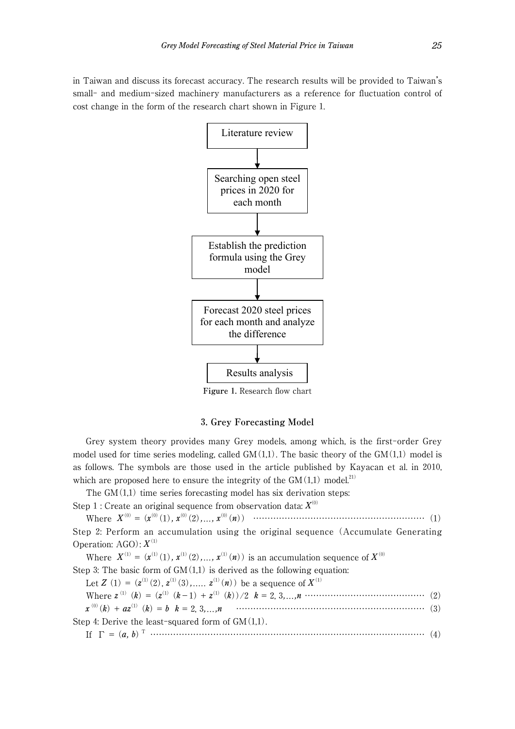in Taiwan and discuss its forecast accuracy. The research results will be provided to Taiwan's small- and medium-sized machinery manufacturers as a reference for fluctuation control of cost change in the form of the research chart shown in Figure 1.

Literature review

↓

Searching open steel prices in 2020 for each month

↓

Establish the prediction formula using the Grey model

↓

Forecast 2020 steel prices for each month and analyze the difference

↓

Results analysis

**Figure 1.** Research flow chart

### 3. Grey Forecasting Model

Grey system theory provides many Grey models, among which, is the first-order Grey model used for time series modeling, called GM(1,1). The basic theory of the GM(1,1) model is as follows. The symbols are those used in the article published by Kayacan et al. in 2010, which are proposed here to ensure the integrity of the GM(1,1) model.[21]

The GM(1,1) time series forecasting model has six derivation steps:

Step 1 : Create an original sequence from observation data: $X^{(0)}$

Where $X^{(0)} = (x^{(0)}(1), x^{(0)}(2), \ldots, x^{(0)}(n))$ ……………………………………………………… (1)

Step 2: Perform an accumulation using the original sequence (Accumulate Generating Operation: AGO): $X^{(1)}$

Where $X^{(1)} = (x^{(1)}(1), x^{(1)}(2), \ldots, x^{(1)}(n))$ is an accumulation sequence of $X^{(0)}$

Step 3: The basic form of GM(1,1) is derived as the following equation:

Let $Z\ (1) = (z^{(1)}(2), z^{(1)}(3), \ldots\ldots z^{(1)}(n))$ be a sequence of $X^{(1)}$

Where $z^{(1)}\ (k) = (z^{(1)}\ (k-1) + z^{(1)}\ (k))/2 \quad k = 2, 3, \ldots, n$ …………………………………… (2)

$x^{(0)}(k) + az^{(1)}\ (k) = b \quad k = 2, 3, \ldots, n$ ……………………………………………………… (3)

Step 4: Derive the least-squared form of GM(1,1).

If $\Gamma = (a, b)^{T}$ ………………………………………………………………………………… (4)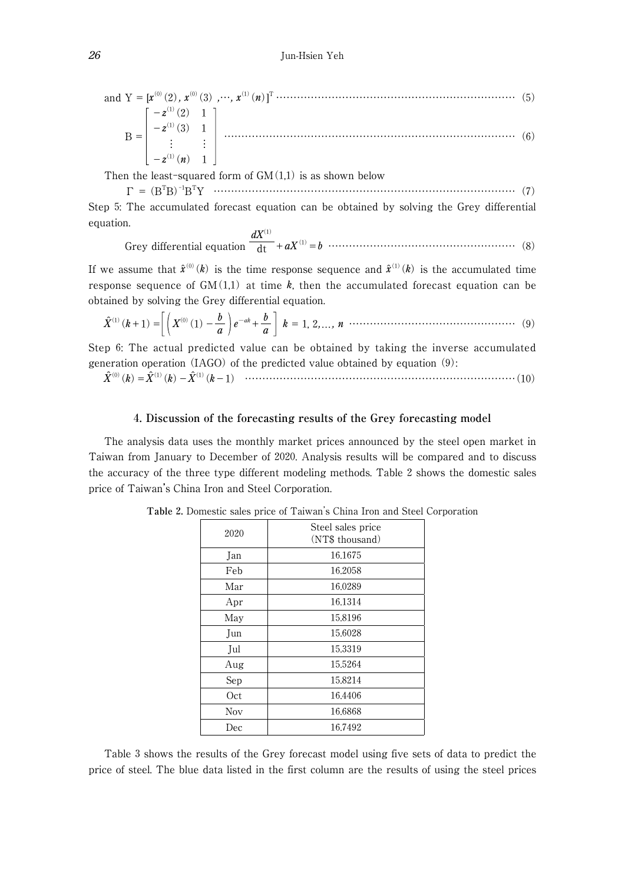and $Y = [x^{(0)}(2), x^{(0)}(3), \cdots, x^{(1)}(n)]^T$ ............ (5)

$$B = \begin{bmatrix} -z^{(1)}(2) & 1 \\ -z^{(1)}(3) & 1 \\ \vdots & \vdots \\ -z^{(1)}(n) & 1 \end{bmatrix} \quad (6)$$

Then the least-squared form of GM(1,1) is as shown below

$$\Gamma = (B^T B)^{-1} B^T Y \quad (7)$$

Step 5: The accumulated forecast equation can be obtained by solving the Grey differential equation.

$$\text{Grey differential equation } \frac{dX^{(1)}}{dt} + aX^{(1)} = b \quad (8)$$

If we assume that $\hat{x}^{(0)}(k)$ is the time response sequence and $\hat{x}^{(1)}(k)$ is the accumulated time response sequence of GM(1,1) at time $k$, then the accumulated forecast equation can be obtained by solving the Grey differential equation.

$$\hat{X}^{(1)}(k+1) = \left[\left(X^{(0)}(1) - \frac{b}{a}\right)e^{-ak} + \frac{b}{a}\right] \quad k = 1, 2, \ldots, n \quad (9)$$

Step 6: The actual predicted value can be obtained by taking the inverse accumulated generation operation (IAGO) of the predicted value obtained by equation (9):

$$\hat{X}^{(0)}(k) = \hat{X}^{(1)}(k) - \hat{X}^{(1)}(k-1) \quad (10)$$

## 4. Discussion of the forecasting results of the Grey forecasting model

The analysis data uses the monthly market prices announced by the steel open market in Taiwan from January to December of 2020. Analysis results will be compared and to discuss the accuracy of the three type different modeling methods. Table 2 shows the domestic sales price of Taiwan's China Iron and Steel Corporation.

**Table 2.** Domestic sales price of Taiwan's China Iron and Steel Corporation

| 2020 | Steel sales price (NT$ thousand) |
|---|---|
| Jan | 16.1675 |
| Feb | 16.2058 |
| Mar | 16.0289 |
| Apr | 16.1314 |
| May | 15.8196 |
| Jun | 15.6028 |
| Jul | 15.3319 |
| Aug | 15.5264 |
| Sep | 15.8214 |
| Oct | 16.4406 |
| Nov | 16.6868 |
| Dec | 16.7492 |

Table 3 shows the results of the Grey forecast model using five sets of data to predict the price of steel. The blue data listed in the first column are the results of using the steel prices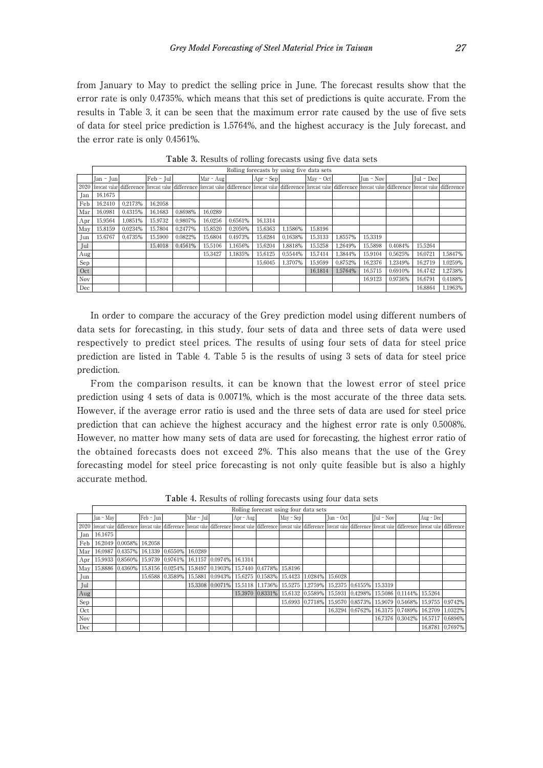from January to May to predict the selling price in June. The forecast results show that the error rate is only 0.4735%, which means that this set of predictions is quite accurate. From the results in Table 3, it can be seen that the maximum error rate caused by the use of five sets of data for steel price prediction is 1.5764%, and the highest accuracy is the July forecast, and the error rate is only 0.4561%.

**Table 3.** Results of rolling forecasts using five data sets

| | Rolling forecasts by using five data sets | | | | | | | | | | | | | |
|---|---|---|---|---|---|---|---|---|---|---|---|---|---|---|
| | Jan – Jun | | Feb – Jul | | Mar – Aug | | Apr – Sep | | May – Oct | | Jun – Nov | | Jul – Dec | |
| 2020 | forecast value | difference | forecast value | difference | forecast value | difference | forecast value | difference | forecast value | difference | forecast value | difference | forecast value | difference |
| Jan | 16.1675 | | | | | | | | | | | | | |
| Feb | 16.2410 | 0.2173% | 16.2058 | | | | | | | | | | | |
| Mar | 16.0981 | 0.4315% | 16.1683 | 0.8698% | 16.0289 | | | | | | | | | |
| Apr | 15.9564 | 1.0851% | 15.9732 | 0.9807% | 16.0256 | 0.6561% | 16.1314 | | | | | | | |
| May | 15.8159 | 0.0234% | 15.7804 | 0.2477% | 15.8520 | 0.2050% | 15.6363 | 1.1586% | 15.8196 | | | | | |
| Jun | 15.6767 | 0.4735% | 15.5900 | 0.0822% | 15.6804 | 0.4973% | 15.6284 | 0.1638% | 15.3133 | 1.8557% | 15.3319 | | | |
| Jul | | | 15.4018 | 0.4561% | 15.5106 | 1.1656% | 15.6204 | 1.8818% | 15.5258 | 1.2649% | 15.5898 | 0.4084% | 15.5264 | |
| Aug | | | | | 15.3427 | 1.1835% | 15.6125 | 0.5544% | 15.7414 | 1.3844% | 15.9104 | 0.5625% | 16.0721 | 1.5847% |
| Sep | | | | | | | 15.6045 | 1.3707% | 15.9599 | 0.8752% | 16.2376 | 1.2349% | 16.2719 | 1.0259% |
| Oct | | | | | | | | | 16.1814 | 1.5764% | 16.5715 | 0.6910% | 16.4742 | 1.2738% |
| Nov | | | | | | | | | | | 16.9123 | 0.9736% | 16.6791 | 0.4188% |
| Dec | | | | | | | | | | | | | 16.8864 | 1.1963% |

In order to compare the accuracy of the Grey prediction model using different numbers of data sets for forecasting, in this study, four sets of data and three sets of data were used respectively to predict steel prices. The results of using four sets of data for steel price prediction are listed in Table 4. Table 5 is the results of using 3 sets of data for steel price prediction.

From the comparison results, it can be known that the lowest error of steel price prediction using 4 sets of data is 0.0071%, which is the most accurate of the three data sets. However, if the average error ratio is used and the three sets of data are used for steel price prediction that can achieve the highest accuracy and the highest error rate is only 0.5008%. However, no matter how many sets of data are used for forecasting, the highest error ratio of the obtained forecasts does not exceed 2%. This also means that the use of the Grey forecasting model for steel price forecasting is not only quite feasible but is also a highly accurate method.

**Table 4.** Results of rolling forecasts using four data sets

| | Rolling forecast using four data sets | | | | | | | | | | | | | | | |
|---|---|---|---|---|---|---|---|---|---|---|---|---|---|---|---|---|
| | Jan – May | | Feb – Jun | | Mar – Jul | | Apr – Aug | | May – Sep | | Jun – Oct | | Jul – Nov | | Aug – Dec | |
| 2020 | forecast value | difference | forecast value | difference | forecast value | difference | forecast value | difference | forecast value | difference | forecast value | difference | forecast value | difference | forecast value | difference |
| Jan | 16.1675 | | | | | | | | | | | | | | | |
| Feb | 16.2049 | 0.0058% | 16.2058 | | | | | | | | | | | | | |
| Mar | 16.0987 | 0.4357% | 16.1339 | 0.6550% | 16.0289 | | | | | | | | | | | |
| Apr | 15.9933 | 0.8560% | 15.9739 | 0.9761% | 16.1157 | 0.0974% | 16.1314 | | | | | | | | | |
| May | 15.8886 | 0.4360% | 15.8156 | 0.0254% | 15.8497 | 0.1903% | 15.7440 | 0.4778% | 15.8196 | | | | | | | |
| Jun | | | 15.6588 | 0.3589% | 15.5881 | 0.0943% | 15.6275 | 0.1583% | 15.4423 | 1.0284% | 15.6028 | | | | | |
| Jul | | | | | 15.3308 | 0.0071% | 15.5118 | 1.1736% | 15.5275 | 1.2759% | 15.2375 | 0.6155% | 15.3319 | | | |
| Aug | | | | | | | 15.3970 | 0.8331% | 15.6132 | 0.5589% | 15.5931 | 0.4298% | 15.5086 | 0.1144% | 15.5264 | |
| Sep | | | | | | | | | 15.6993 | 0.7718% | 15.9570 | 0.8573% | 15.9079 | 0.5468% | 15.9755 | 0.9742% |
| Oct | | | | | | | | | | | 16.3294 | 0.6762% | 16.3175 | 0.7489% | 16.2709 | 1.0322% |
| Nov | | | | | | | | | | | | | 16.7376 | 0.3042% | 16.5717 | 0.6896% |
| Dec | | | | | | | | | | | | | | | 16.8781 | 0.7697% |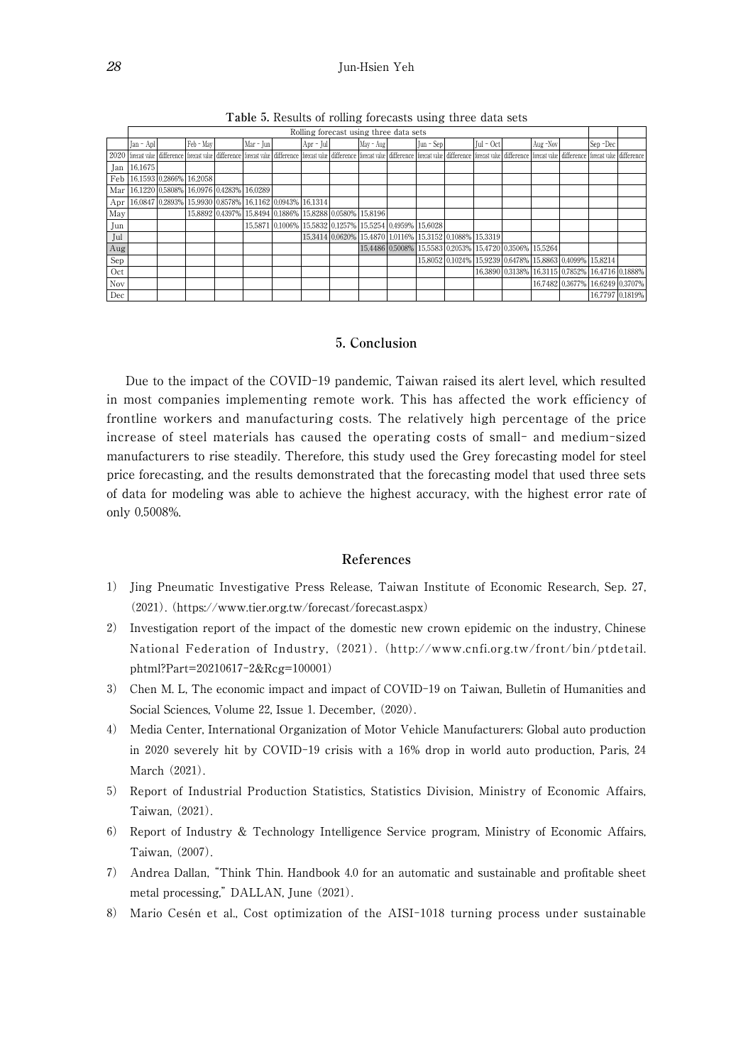**Table 5.** Results of rolling forecasts using three data sets

| | Rolling forecast using three data sets | | | | | | | | | | | | | | | | | |
|---|---|---|---|---|---|---|---|---|---|---|---|---|---|---|---|---|---|---|
| | Jan - Apl | | Feb - May | | Mar - Jun | | Apr - Jul | | May - Aug | | Jun - Sep | | Jul - Oct | | Aug -Nov | | Sep -Dec | |
| 2020 | forecast value | difference | forecast value | difference | forecast value | difference | forecast value | difference | forecast value | difference | forecast value | difference | forecast value | difference | forecast value | difference | forecast value | difference |
| Jan | 16.1675 | | | | | | | | | | | | | | | | | |
| Feb | 16.1593 | 0.2866% | 16.2058 | | | | | | | | | | | | | | | |
| Mar | 16.1220 | 0.5808% | 16.0976 | 0.4283% | 16.0289 | | | | | | | | | | | | | |
| Apr | 16.0847 | 0.2893% | 15.9930 | 0.8578% | 16.1162 | 0.0943% | 16.1314 | | | | | | | | | | | |
| May | | | 15.8892 | 0.4397% | 15.8494 | 0.1886% | 15.8288 | 0.0580% | 15.8196 | | | | | | | | | |
| Jun | | | | | 15.5871 | 0.1006% | 15.5832 | 0.1257% | 15.5254 | 0.4959% | 15.6028 | | | | | | | |
| Jul | | | | | | | 15.3414 | 0.0620% | 15.4870 | 1.0116% | 15.3152 | 0.1088% | 15.3319 | | | | | |
| Aug | | | | | | | | | 15.4486 | 0.5008% | 15.5583 | 0.2053% | 15.4720 | 0.3506% | 15.5264 | | | |
| Sep | | | | | | | | | | | 15.8052 | 0.1024% | 15.9239 | 0.6478% | 15.8863 | 0.4099% | 15.8214 | |
| Oct | | | | | | | | | | | | | 16.3890 | 0.3138% | 16.3115 | 0.7852% | 16.4716 | 0.1888% |
| Nov | | | | | | | | | | | | | | | 16.7482 | 0.3677% | 16.6249 | 0.3707% |
| Dec | | | | | | | | | | | | | | | | | 16.7797 | 0.1819% |

## 5. Conclusion

Due to the impact of the COVID-19 pandemic, Taiwan raised its alert level, which resulted in most companies implementing remote work. This has affected the work efficiency of frontline workers and manufacturing costs. The relatively high percentage of the price increase of steel materials has caused the operating costs of small- and medium-sized manufacturers to rise steadily. Therefore, this study used the Grey forecasting model for steel price forecasting, and the results demonstrated that the forecasting model that used three sets of data for modeling was able to achieve the highest accuracy, with the highest error rate of only 0.5008%.

## References

1) Jing Pneumatic Investigative Press Release, Taiwan Institute of Economic Research, Sep. 27, (2021). (https://www.tier.org.tw/forecast/forecast.aspx)
2) Investigation report of the impact of the domestic new crown epidemic on the industry, Chinese National Federation of Industry, (2021). (http://www.cnfi.org.tw/front/bin/ptdetail.phtml?Part=20210617-2&Rcg=100001)
3) Chen M. L, The economic impact and impact of COVID-19 on Taiwan, Bulletin of Humanities and Social Sciences, Volume 22, Issue 1. December, (2020).
4) Media Center, International Organization of Motor Vehicle Manufacturers: Global auto production in 2020 severely hit by COVID-19 crisis with a 16% drop in world auto production, Paris, 24 March (2021).
5) Report of Industrial Production Statistics, Statistics Division, Ministry of Economic Affairs, Taiwan, (2021).
6) Report of Industry & Technology Intelligence Service program, Ministry of Economic Affairs, Taiwan, (2007).
7) Andrea Dallan, "Think Thin. Handbook 4.0 for an automatic and sustainable and profitable sheet metal processing," DALLAN, June (2021).
8) Mario Cesén et al., Cost optimization of the AISI-1018 turning process under sustainable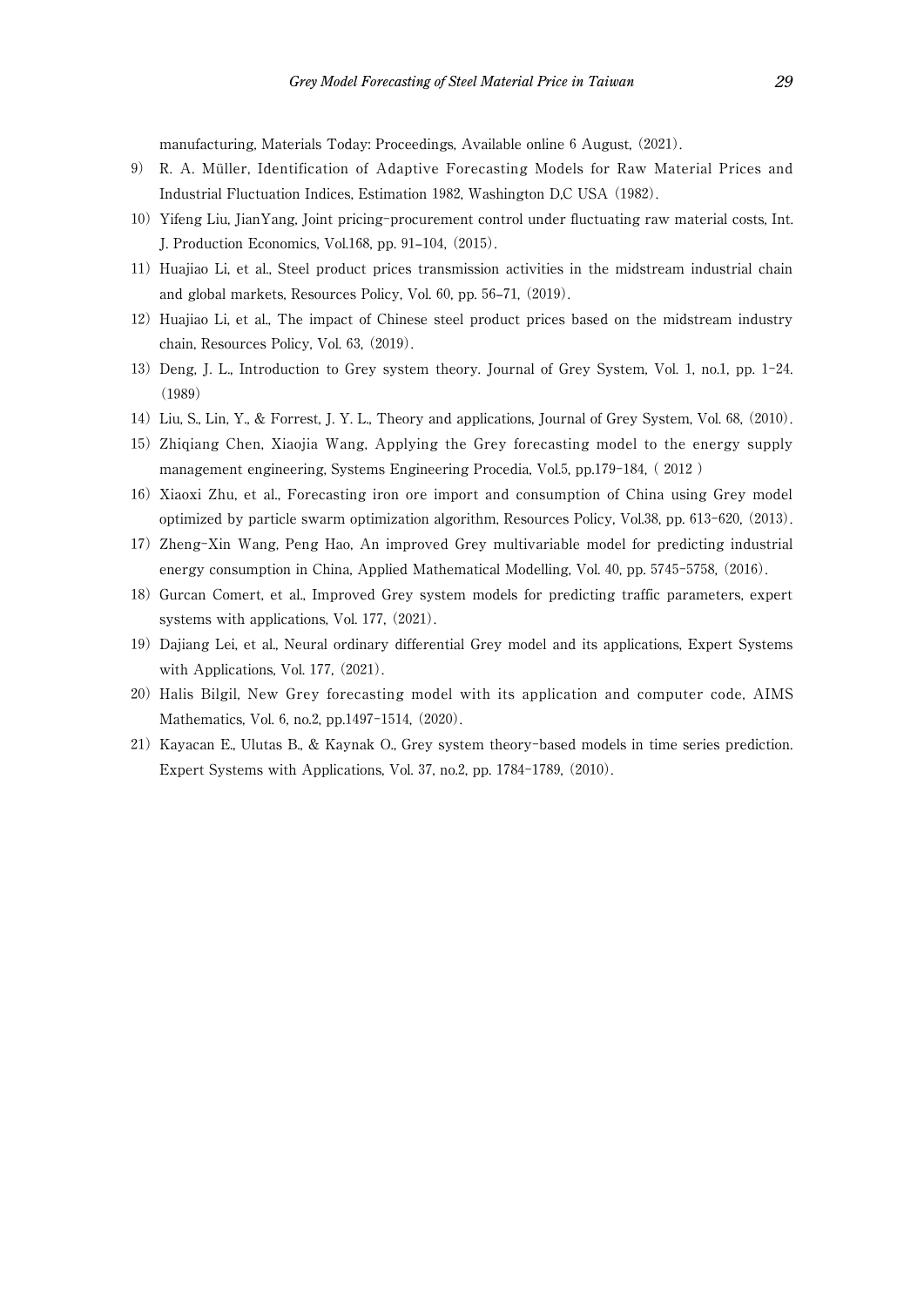manufacturing, Materials Today: Proceedings, Available online 6 August, (2021).

9) R. A. Müller, Identification of Adaptive Forecasting Models for Raw Material Prices and Industrial Fluctuation Indices, Estimation 1982, Washington D,C USA (1982).

10) Yifeng Liu, JianYang, Joint pricing-procurement control under fluctuating raw material costs, Int. J. Production Economics, Vol.168, pp. 91–104, (2015).

11) Huajiao Li, et al., Steel product prices transmission activities in the midstream industrial chain and global markets, Resources Policy, Vol. 60, pp. 56–71, (2019).

12) Huajiao Li, et al., The impact of Chinese steel product prices based on the midstream industry chain, Resources Policy, Vol. 63, (2019).

13) Deng, J. L., Introduction to Grey system theory. Journal of Grey System, Vol. 1, no.1, pp. 1-24. (1989)

14) Liu, S., Lin, Y., & Forrest, J. Y. L., Theory and applications, Journal of Grey System, Vol. 68, (2010).

15) Zhiqiang Chen, Xiaojia Wang, Applying the Grey forecasting model to the energy supply management engineering, Systems Engineering Procedia, Vol.5, pp.179-184, ( 2012 )

16) Xiaoxi Zhu, et al., Forecasting iron ore import and consumption of China using Grey model optimized by particle swarm optimization algorithm, Resources Policy, Vol.38, pp. 613-620, (2013).

17) Zheng-Xin Wang, Peng Hao, An improved Grey multivariable model for predicting industrial energy consumption in China, Applied Mathematical Modelling, Vol. 40, pp. 5745-5758, (2016).

18) Gurcan Comert, et al., Improved Grey system models for predicting traffic parameters, expert systems with applications, Vol. 177, (2021).

19) Dajiang Lei, et al., Neural ordinary differential Grey model and its applications, Expert Systems with Applications, Vol. 177, (2021).

20) Halis Bilgil, New Grey forecasting model with its application and computer code, AIMS Mathematics, Vol. 6, no.2, pp.1497-1514, (2020).

21) Kayacan E., Ulutas B., & Kaynak O., Grey system theory-based models in time series prediction. Expert Systems with Applications, Vol. 37, no.2, pp. 1784-1789, (2010).